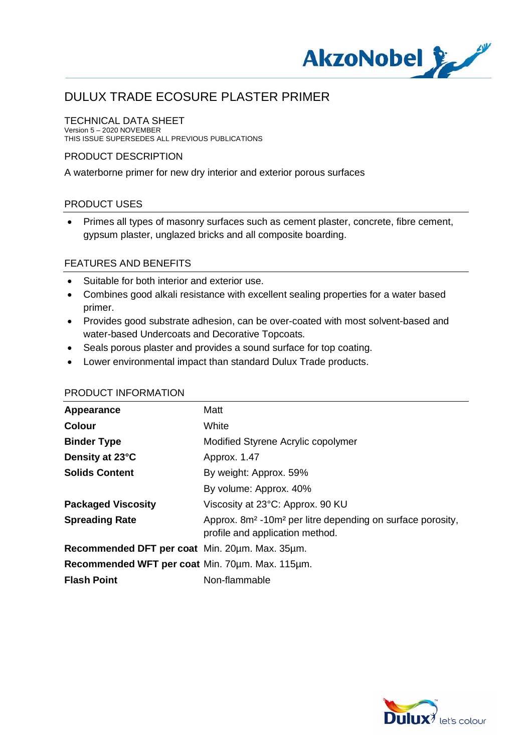# DULUX TRADE ECOSURE PLASTER PRIMER

## TECHNICAL DATA SHEET

Version 5 – 2020 NOVEMBER
THIS ISSUE SUPERSEDES ALL PREVIOUS PUBLICATIONS

## PRODUCT DESCRIPTION

A waterborne primer for new dry interior and exterior porous surfaces

## PRODUCT USES

- Primes all types of masonry surfaces such as cement plaster, concrete, fibre cement, gypsum plaster, unglazed bricks and all composite boarding.

## FEATURES AND BENEFITS

- Suitable for both interior and exterior use.
- Combines good alkali resistance with excellent sealing properties for a water based primer.
- Provides good substrate adhesion, can be over-coated with most solvent-based and water-based Undercoats and Decorative Topcoats.
- Seals porous plaster and provides a sound surface for top coating.
- Lower environmental impact than standard Dulux Trade products.

## PRODUCT INFORMATION

| | |
|---|---|
| **Appearance** | Matt |
| **Colour** | White |
| **Binder Type** | Modified Styrene Acrylic copolymer |
| **Density at 23°C** | Approx. 1.47 |
| **Solids Content** | By weight: Approx. 59% |
| | By volume: Approx. 40% |
| **Packaged Viscosity** | Viscosity at 23°C: Approx. 90 KU |
| **Spreading Rate** | Approx. 8m² -10m² per litre depending on surface porosity, profile and application method. |
| **Recommended DFT per coat** | Min. 20µm. Max. 35µm. |
| **Recommended WFT per coat** | Min. 70µm. Max. 115µm. |
| **Flash Point** | Non-flammable |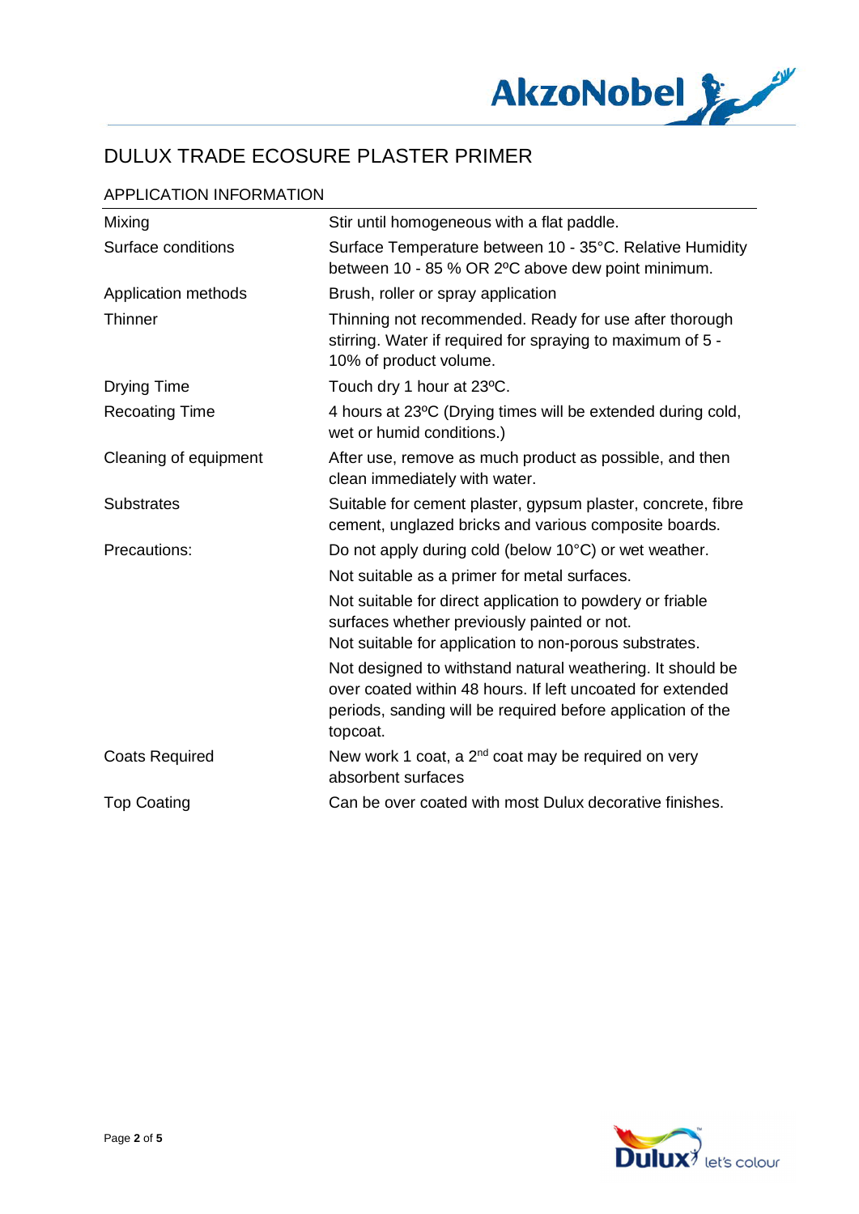# DULUX TRADE ECOSURE PLASTER PRIMER

## APPLICATION INFORMATION

| | |
|---|---|
| Mixing | Stir until homogeneous with a flat paddle. |
| Surface conditions | Surface Temperature between 10 - 35°C. Relative Humidity between 10 - 85 % OR 2ºC above dew point minimum. |
| Application methods | Brush, roller or spray application |
| Thinner | Thinning not recommended. Ready for use after thorough stirring. Water if required for spraying to maximum of 5 - 10% of product volume. |
| Drying Time | Touch dry 1 hour at 23ºC. |
| Recoating Time | 4 hours at 23ºC (Drying times will be extended during cold, wet or humid conditions.) |
| Cleaning of equipment | After use, remove as much product as possible, and then clean immediately with water. |
| Substrates | Suitable for cement plaster, gypsum plaster, concrete, fibre cement, unglazed bricks and various composite boards. |
| Precautions: | Do not apply during cold (below 10°C) or wet weather. |
| | Not suitable as a primer for metal surfaces. |
| | Not suitable for direct application to powdery or friable surfaces whether previously painted or not. Not suitable for application to non-porous substrates. |
| | Not designed to withstand natural weathering. It should be over coated within 48 hours. If left uncoated for extended periods, sanding will be required before application of the topcoat. |
| Coats Required | New work 1 coat, a 2nd coat may be required on very absorbent surfaces |
| Top Coating | Can be over coated with most Dulux decorative finishes. |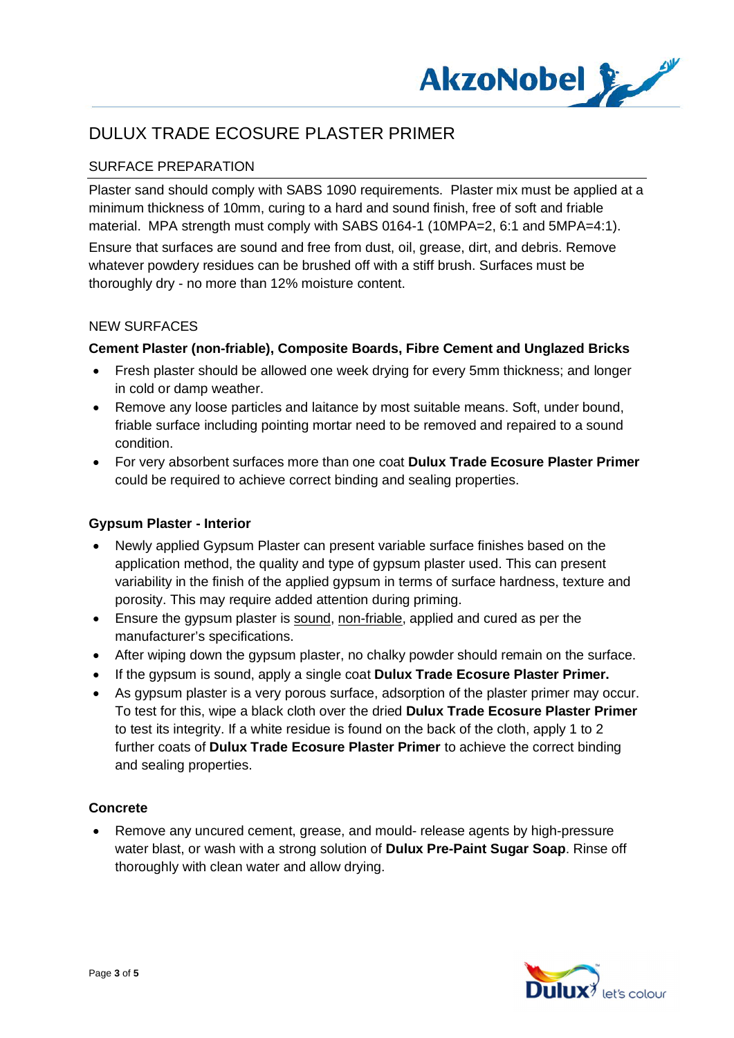# DULUX TRADE ECOSURE PLASTER PRIMER

## SURFACE PREPARATION

Plaster sand should comply with SABS 1090 requirements. Plaster mix must be applied at a minimum thickness of 10mm, curing to a hard and sound finish, free of soft and friable material. MPA strength must comply with SABS 0164-1 (10MPA=2, 6:1 and 5MPA=4:1).

Ensure that surfaces are sound and free from dust, oil, grease, dirt, and debris. Remove whatever powdery residues can be brushed off with a stiff brush. Surfaces must be thoroughly dry - no more than 12% moisture content.

## NEW SURFACES

### Cement Plaster (non-friable), Composite Boards, Fibre Cement and Unglazed Bricks

- Fresh plaster should be allowed one week drying for every 5mm thickness; and longer in cold or damp weather.
- Remove any loose particles and laitance by most suitable means. Soft, under bound, friable surface including pointing mortar need to be removed and repaired to a sound condition.
- For very absorbent surfaces more than one coat **Dulux Trade Ecosure Plaster Primer** could be required to achieve correct binding and sealing properties.

### Gypsum Plaster - Interior

- Newly applied Gypsum Plaster can present variable surface finishes based on the application method, the quality and type of gypsum plaster used. This can present variability in the finish of the applied gypsum in terms of surface hardness, texture and porosity. This may require added attention during priming.
- Ensure the gypsum plaster is sound, non-friable, applied and cured as per the manufacturer's specifications.
- After wiping down the gypsum plaster, no chalky powder should remain on the surface.
- If the gypsum is sound, apply a single coat **Dulux Trade Ecosure Plaster Primer.**
- As gypsum plaster is a very porous surface, adsorption of the plaster primer may occur. To test for this, wipe a black cloth over the dried **Dulux Trade Ecosure Plaster Primer** to test its integrity. If a white residue is found on the back of the cloth, apply 1 to 2 further coats of **Dulux Trade Ecosure Plaster Primer** to achieve the correct binding and sealing properties.

### Concrete

- Remove any uncured cement, grease, and mould- release agents by high-pressure water blast, or wash with a strong solution of **Dulux Pre-Paint Sugar Soap**. Rinse off thoroughly with clean water and allow drying.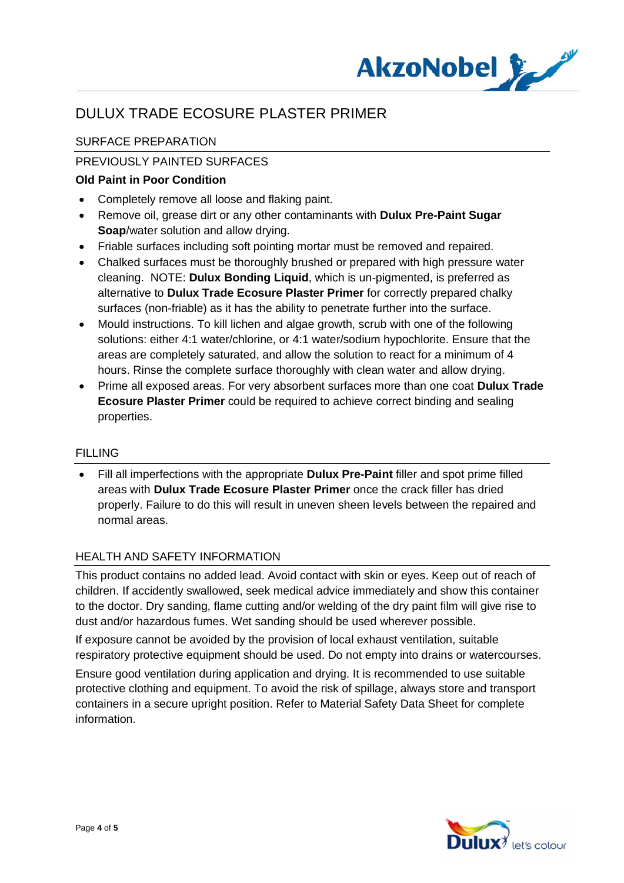# DULUX TRADE ECOSURE PLASTER PRIMER

## SURFACE PREPARATION

## PREVIOUSLY PAINTED SURFACES

### Old Paint in Poor Condition

- Completely remove all loose and flaking paint.
- Remove oil, grease dirt or any other contaminants with **Dulux Pre-Paint Sugar Soap**/water solution and allow drying.
- Friable surfaces including soft pointing mortar must be removed and repaired.
- Chalked surfaces must be thoroughly brushed or prepared with high pressure water cleaning. NOTE: **Dulux Bonding Liquid**, which is un-pigmented, is preferred as alternative to **Dulux Trade Ecosure Plaster Primer** for correctly prepared chalky surfaces (non-friable) as it has the ability to penetrate further into the surface.
- Mould instructions. To kill lichen and algae growth, scrub with one of the following solutions: either 4:1 water/chlorine, or 4:1 water/sodium hypochlorite. Ensure that the areas are completely saturated, and allow the solution to react for a minimum of 4 hours. Rinse the complete surface thoroughly with clean water and allow drying.
- Prime all exposed areas. For very absorbent surfaces more than one coat **Dulux Trade Ecosure Plaster Primer** could be required to achieve correct binding and sealing properties.

## FILLING

- Fill all imperfections with the appropriate **Dulux Pre-Paint** filler and spot prime filled areas with **Dulux Trade Ecosure Plaster Primer** once the crack filler has dried properly. Failure to do this will result in uneven sheen levels between the repaired and normal areas.

## HEALTH AND SAFETY INFORMATION

This product contains no added lead. Avoid contact with skin or eyes. Keep out of reach of children. If accidently swallowed, seek medical advice immediately and show this container to the doctor. Dry sanding, flame cutting and/or welding of the dry paint film will give rise to dust and/or hazardous fumes. Wet sanding should be used wherever possible.

If exposure cannot be avoided by the provision of local exhaust ventilation, suitable respiratory protective equipment should be used. Do not empty into drains or watercourses.

Ensure good ventilation during application and drying. It is recommended to use suitable protective clothing and equipment. To avoid the risk of spillage, always store and transport containers in a secure upright position. Refer to Material Safety Data Sheet for complete information.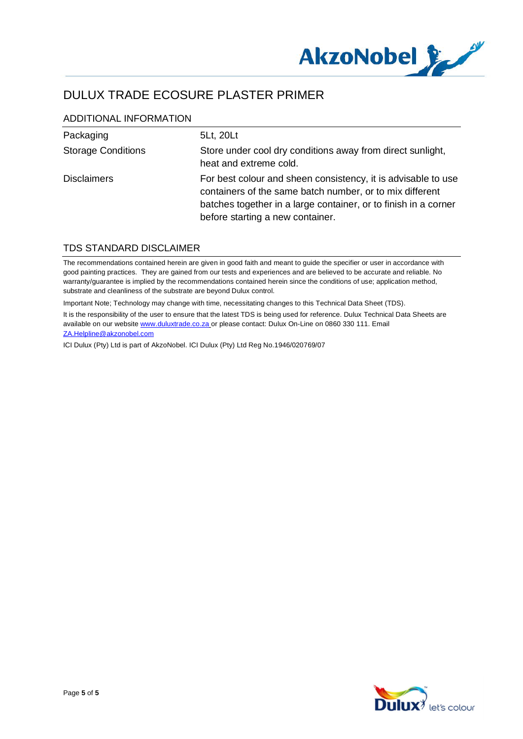# DULUX TRADE ECOSURE PLASTER PRIMER

## ADDITIONAL INFORMATION

| | |
|---|---|
| Packaging | 5Lt, 20Lt |
| Storage Conditions | Store under cool dry conditions away from direct sunlight, heat and extreme cold. |
| Disclaimers | For best colour and sheen consistency, it is advisable to use containers of the same batch number, or to mix different batches together in a large container, or to finish in a corner before starting a new container. |

## TDS STANDARD DISCLAIMER

The recommendations contained herein are given in good faith and meant to guide the specifier or user in accordance with good painting practices. They are gained from our tests and experiences and are believed to be accurate and reliable. No warranty/guarantee is implied by the recommendations contained herein since the conditions of use; application method, substrate and cleanliness of the substrate are beyond Dulux control.

Important Note; Technology may change with time, necessitating changes to this Technical Data Sheet (TDS).

It is the responsibility of the user to ensure that the latest TDS is being used for reference. Dulux Technical Data Sheets are available on our website www.duluxtrade.co.za or please contact: Dulux On-Line on 0860 330 111. Email ZA.Helpline@akzonobel.com

ICI Dulux (Pty) Ltd is part of AkzoNobel. ICI Dulux (Pty) Ltd Reg No.1946/020769/07